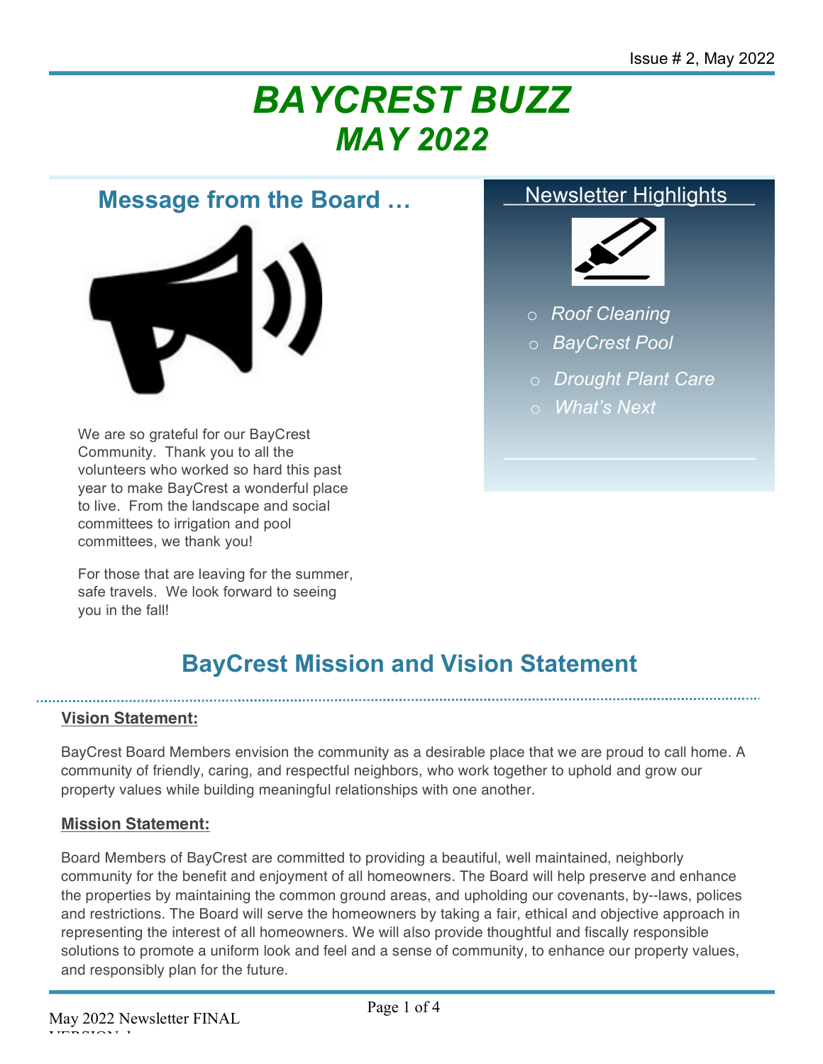Issue # 2, May 2022

# *BAYCREST BUZZ*
# *MAY 2022*

## Message from the Board …

We are so grateful for our BayCrest Community. Thank you to all the volunteers who worked so hard this past year to make BayCrest a wonderful place to live. From the landscape and social committees to irrigation and pool committees, we thank you!

For those that are leaving for the summer, safe travels. We look forward to seeing you in the fall!

### Newsletter Highlights

- *Roof Cleaning*
- *BayCrest Pool*
- *Drought Plant Care*
- *What's Next*

## BayCrest Mission and Vision Statement

**Vision Statement:**

BayCrest Board Members envision the community as a desirable place that we are proud to call home. A community of friendly, caring, and respectful neighbors, who work together to uphold and grow our property values while building meaningful relationships with one another.

**Mission Statement:**

Board Members of BayCrest are committed to providing a beautiful, well maintained, neighborly community for the benefit and enjoyment of all homeowners. The Board will help preserve and enhance the properties by maintaining the common ground areas, and upholding our covenants, by--laws, polices and restrictions. The Board will serve the homeowners by taking a fair, ethical and objective approach in representing the interest of all homeowners. We will also provide thoughtful and fiscally responsible solutions to promote a uniform look and feel and a sense of community, to enhance our property values, and responsibly plan for the future.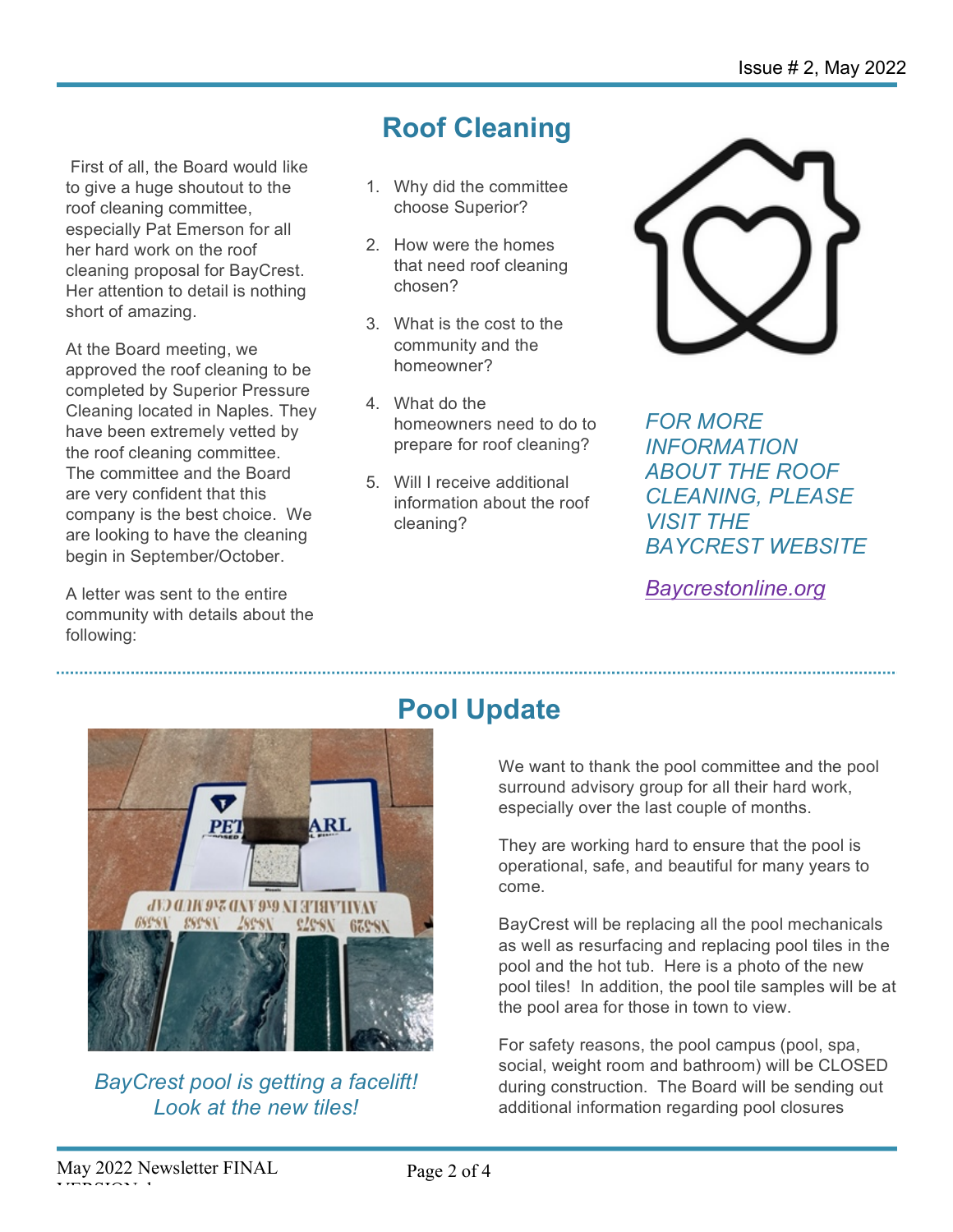## Roof Cleaning

First of all, the Board would like to give a huge shoutout to the roof cleaning committee, especially Pat Emerson for all her hard work on the roof cleaning proposal for BayCrest. Her attention to detail is nothing short of amazing.

At the Board meeting, we approved the roof cleaning to be completed by Superior Pressure Cleaning located in Naples. They have been extremely vetted by the roof cleaning committee. The committee and the Board are very confident that this company is the best choice. We are looking to have the cleaning begin in September/October.

A letter was sent to the entire community with details about the following:

1. Why did the committee choose Superior?
2. How were the homes that need roof cleaning chosen?
3. What is the cost to the community and the homeowner?
4. What do the homeowners need to do to prepare for roof cleaning?
5. Will I receive additional information about the roof cleaning?

*FOR MORE INFORMATION ABOUT THE ROOF CLEANING, PLEASE VISIT THE BAYCREST WEBSITE*

*Baycrestonline.org*

## Pool Update

*BayCrest pool is getting a facelift! Look at the new tiles!*

We want to thank the pool committee and the pool surround advisory group for all their hard work, especially over the last couple of months.

They are working hard to ensure that the pool is operational, safe, and beautiful for many years to come.

BayCrest will be replacing all the pool mechanicals as well as resurfacing and replacing pool tiles in the pool and the hot tub. Here is a photo of the new pool tiles! In addition, the pool tile samples will be at the pool area for those in town to view.

For safety reasons, the pool campus (pool, spa, social, weight room and bathroom) will be CLOSED during construction. The Board will be sending out additional information regarding pool closures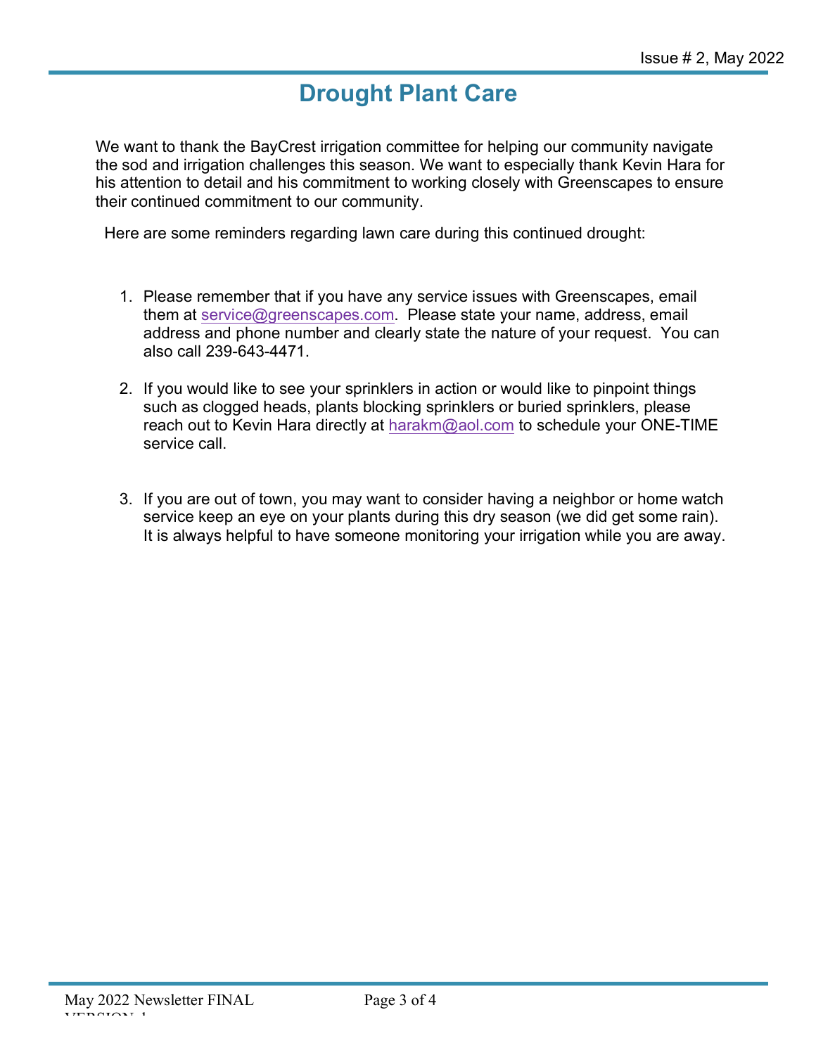# Drought Plant Care

We want to thank the BayCrest irrigation committee for helping our community navigate the sod and irrigation challenges this season. We want to especially thank Kevin Hara for his attention to detail and his commitment to working closely with Greenscapes to ensure their continued commitment to our community.

Here are some reminders regarding lawn care during this continued drought:

1. Please remember that if you have any service issues with Greenscapes, email them at service@greenscapes.com. Please state your name, address, email address and phone number and clearly state the nature of your request. You can also call 239-643-4471.

2. If you would like to see your sprinklers in action or would like to pinpoint things such as clogged heads, plants blocking sprinklers or buried sprinklers, please reach out to Kevin Hara directly at harakm@aol.com to schedule your ONE-TIME service call.

3. If you are out of town, you may want to consider having a neighbor or home watch service keep an eye on your plants during this dry season (we did get some rain). It is always helpful to have someone monitoring your irrigation while you are away.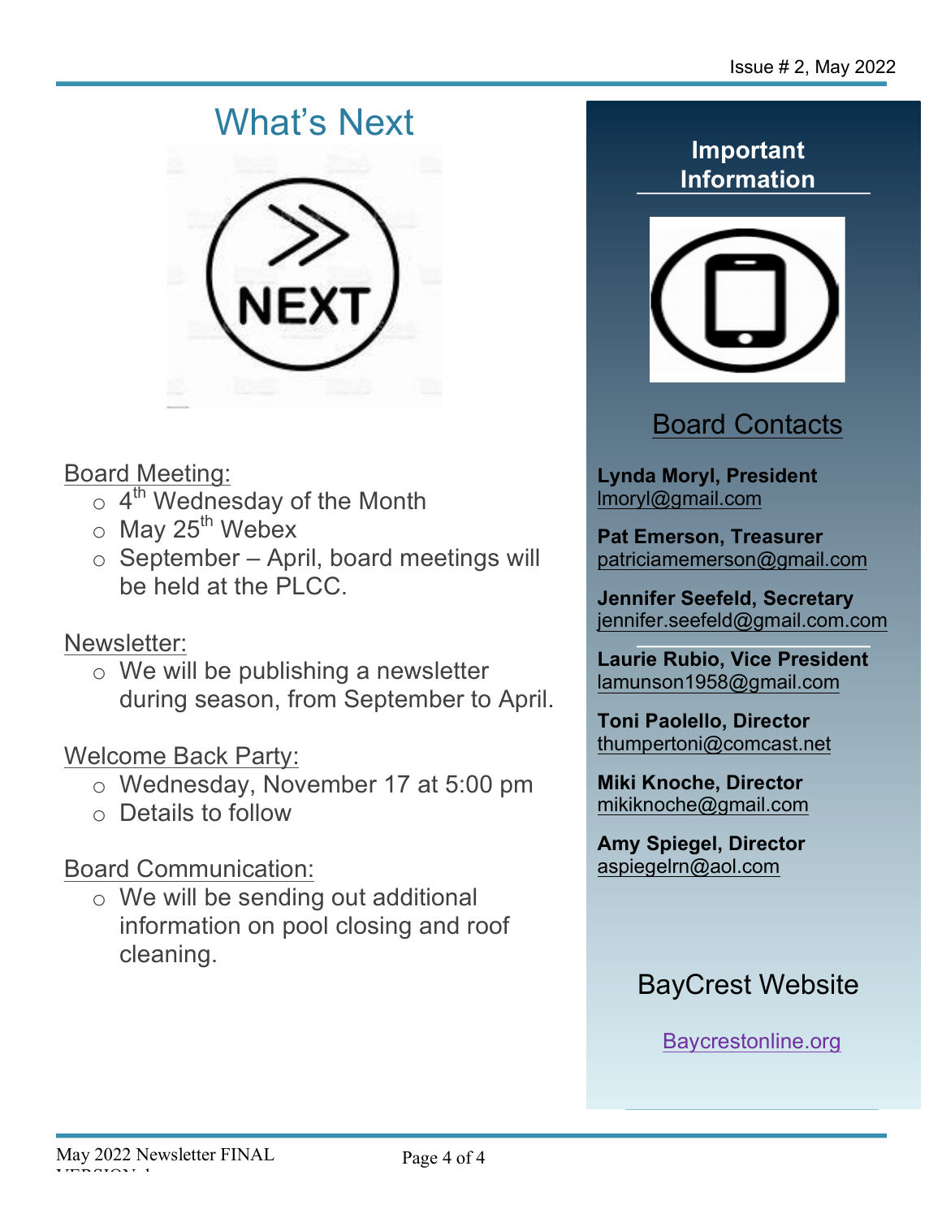# What's Next

Board Meeting:

- 4th Wednesday of the Month
- May 25th Webex
- September – April, board meetings will be held at the PLCC.

Newsletter:

- We will be publishing a newsletter during season, from September to April.

Welcome Back Party:

- Wednesday, November 17 at 5:00 pm
- Details to follow

Board Communication:

- We will be sending out additional information on pool closing and roof cleaning.

## Important Information

### Board Contacts

**Lynda Moryl, President**
lmoryl@gmail.com

**Pat Emerson, Treasurer**
patriciamemerson@gmail.com

**Jennifer Seefeld, Secretary**
jennifer.seefeld@gmail.com.com

**Laurie Rubio, Vice President**
lamunson1958@gmail.com

**Toni Paolello, Director**
thumpertoni@comcast.net

**Miki Knoche, Director**
mikiknoche@gmail.com

**Amy Spiegel, Director**
aspiegelrn@aol.com

### BayCrest Website

Baycrestonline.org